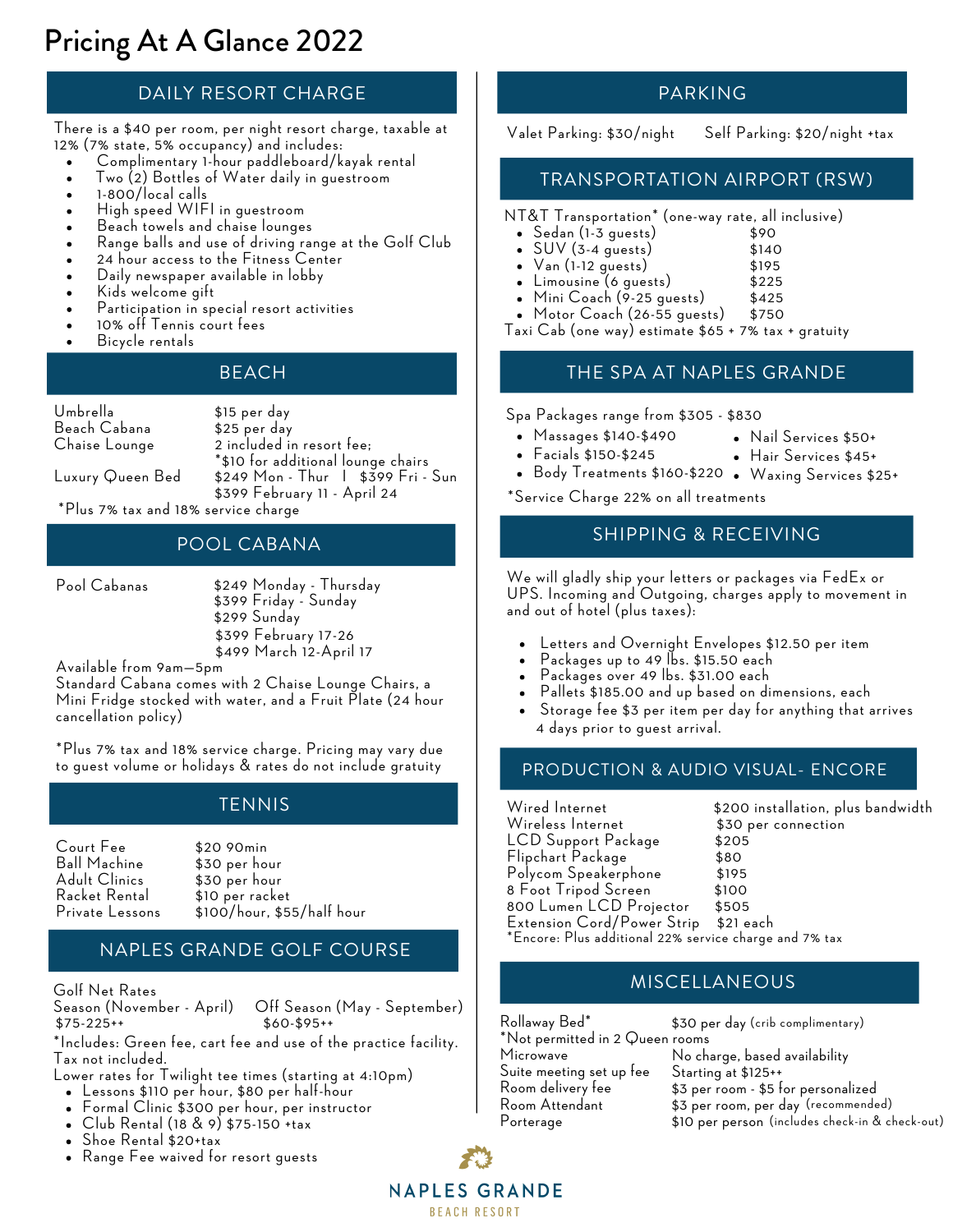# Pricing At A Glance 2022

## DAILY RESORT CHARGE

There is a $40 per room, per night resort charge, taxable at 12% (7% state, 5% occupancy) and includes:

- Complimentary 1-hour paddleboard/kayak rental
- Two (2) Bottles of Water daily in guestroom
- 1-800/local calls
- High speed WIFI in guestroom
- Beach towels and chaise lounges
- Range balls and use of driving range at the Golf Club
- 24 hour access to the Fitness Center
- Daily newspaper available in lobby
- Kids welcome gift
- Participation in special resort activities
- 10% off Tennis court fees
- Bicycle rentals

## BEACH

| | |
|---|---|
| Umbrella | $15 per day |
| Beach Cabana | $25 per day |
| Chaise Lounge | 2 included in resort fee; *$10 for additional lounge chairs |
| Luxury Queen Bed | $249 Mon - Thur I $399 Fri - Sun<br>$399 February 11 - April 24 |

*Plus 7% tax and 18% service charge

## POOL CABANA

Pool Cabanas
- $249 Monday - Thursday
- $399 Friday - Sunday
- $299 Sunday
- $399 February 17-26
- $499 March 12-April 17

Available from 9am—5pm
Standard Cabana comes with 2 Chaise Lounge Chairs, a Mini Fridge stocked with water, and a Fruit Plate (24 hour cancellation policy)

*Plus 7% tax and 18% service charge. Pricing may vary due to guest volume or holidays & rates do not include gratuity

## TENNIS

| | |
|---|---|
| Court Fee | $20 90min |
| Ball Machine | $30 per hour |
| Adult Clinics | $30 per hour |
| Racket Rental | $10 per racket |
| Private Lessons | $100/hour, $55/half hour |

## NAPLES GRANDE GOLF COURSE

Golf Net Rates

| Season (November - April) | Off Season (May - September) |
|---|---|
| $75-225++ | $60-$95++ |

*Includes: Green fee, cart fee and use of the practice facility. Tax not included.
Lower rates for Twilight tee times (starting at 4:10pm)

- Lessons $110 per hour, $80 per half-hour
- Formal Clinic $300 per hour, per instructor
- Club Rental (18 & 9) $75-150 +tax
- Shoe Rental $20+tax
- Range Fee waived for resort guests

## PARKING

Valet Parking: $30/night  Self Parking: $20/night +tax

## TRANSPORTATION AIRPORT (RSW)

NT&T Transportation* (one-way rate, all inclusive)

- Sedan (1-3 guests) $90
- SUV (3-4 guests) $140
- Van (1-12 guests) $195
- Limousine (6 guests) $225
- Mini Coach (9-25 guests) $425
- Motor Coach (26-55 guests) $750

Taxi Cab (one way) estimate $65 + 7% tax + gratuity

## THE SPA AT NAPLES GRANDE

Spa Packages range from $305 - $830

- Massages $140-$490
- Facials $150-$245
- Body Treatments $160-$220
- Nail Services $50+
- Hair Services $45+
- Waxing Services $25+

*Service Charge 22% on all treatments

## SHIPPING & RECEIVING

We will gladly ship your letters or packages via FedEx or UPS. Incoming and Outgoing, charges apply to movement in and out of hotel (plus taxes):

- Letters and Overnight Envelopes $12.50 per item
- Packages up to 49 lbs. $15.50 each
- Packages over 49 lbs. $31.00 each
- Pallets $185.00 and up based on dimensions, each
- Storage fee $3 per item per day for anything that arrives 4 days prior to guest arrival.

## PRODUCTION & AUDIO VISUAL- ENCORE

| | |
|---|---|
| Wired Internet | $200 installation, plus bandwidth |
| Wireless Internet | $30 per connection |
| LCD Support Package | $205 |
| Flipchart Package | $80 |
| Polycom Speakerphone | $195 |
| 8 Foot Tripod Screen | $100 |
| 800 Lumen LCD Projector | $505 |
| Extension Cord/Power Strip | $21 each |

*Encore: Plus additional 22% service charge and 7% tax

## MISCELLANEOUS

| | |
|---|---|
| Rollaway Bed* | $30 per day (crib complimentary) |
| *Not permitted in 2 Queen rooms | |
| Microwave | No charge, based availability |
| Suite meeting set up fee | Starting at $125++ |
| Room delivery fee | $3 per room - $5 for personalized |
| Room Attendant | $3 per room, per day (recommended) |
| Porterage | $10 per person (includes check-in & check-out) |

NAPLES GRANDE
BEACH RESORT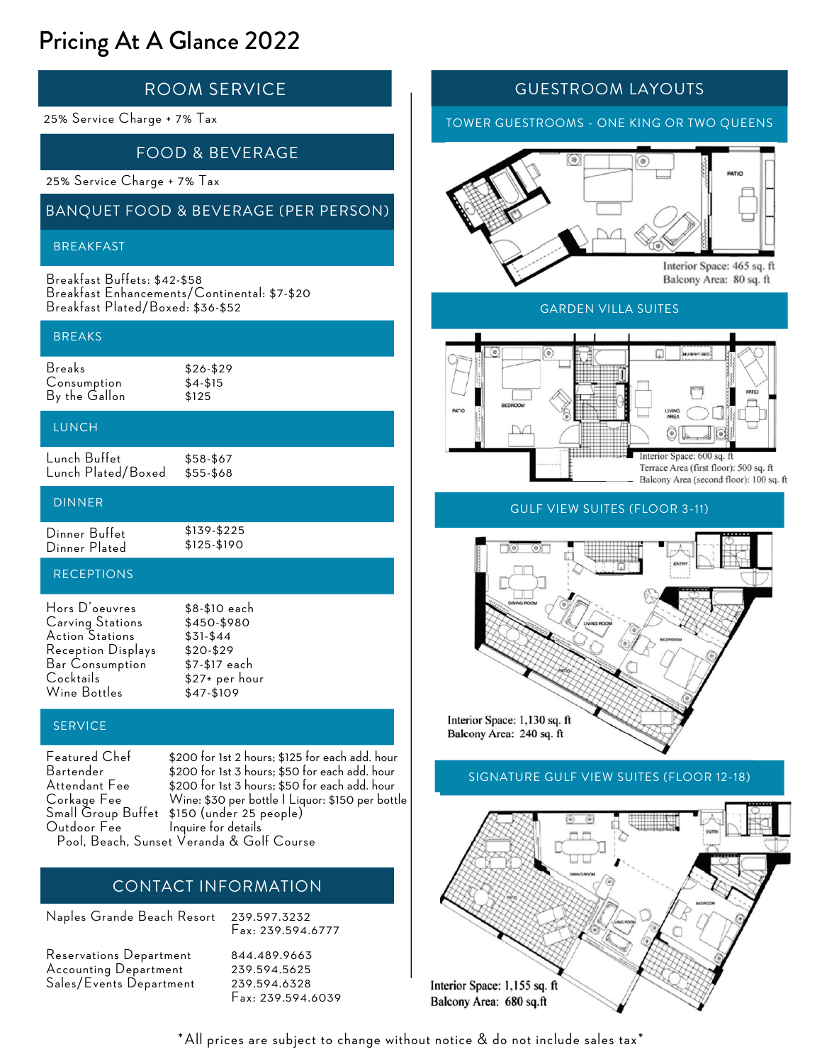# Pricing At A Glance 2022

## ROOM SERVICE

25% Service Charge + 7% Tax

## FOOD & BEVERAGE

25% Service Charge + 7% Tax

## BANQUET FOOD & BEVERAGE (PER PERSON)

### BREAKFAST

Breakfast Buffets: $42-$58
Breakfast Enhancements/Continental: $7-$20
Breakfast Plated/Boxed: $36-$52

### BREAKS

| | |
|---|---|
| Breaks | $26-$29 |
| Consumption | $4-$15 |
| By the Gallon | $125 |

### LUNCH

| | |
|---|---|
| Lunch Buffet | $58-$67 |
| Lunch Plated/Boxed | $55-$68 |

### DINNER

| | |
|---|---|
| Dinner Buffet | $139-$225 |
| Dinner Plated | $125-$190 |

### RECEPTIONS

| | |
|---|---|
| Hors D'oeuvres | $8-$10 each |
| Carving Stations | $450-$980 |
| Action Stations | $31-$44 |
| Reception Displays | $20-$29 |
| Bar Consumption | $7-$17 each |
| Cocktails | $27+ per hour |
| Wine Bottles | $47-$109 |

### SERVICE

| | |
|---|---|
| Featured Chef | $200 for 1st 2 hours; $125 for each add. hour |
| Bartender | $200 for 1st 3 hours; $50 for each add. hour |
| Attendant Fee | $200 for 1st 3 hours; $50 for each add. hour |
| Corkage Fee | Wine: $30 per bottle I Liquor: $150 per bottle |
| Small Group Buffet | $150 (under 25 people) |
| Outdoor Fee | Inquire for details |

Pool, Beach, Sunset Veranda & Golf Course

## CONTACT INFORMATION

| | |
|---|---|
| Naples Grande Beach Resort | 239.597.3232<br>Fax: 239.594.6777 |
| Reservations Department | 844.489.9663 |
| Accounting Department | 239.594.5625 |
| Sales/Events Department | 239.594.6328<br>Fax: 239.594.6039 |

## GUESTROOM LAYOUTS

### TOWER GUESTROOMS - ONE KING OR TWO QUEENS

PATIO

Interior Space: 465 sq. ft
Balcony Area: 80 sq. ft

### GARDEN VILLA SUITES

PATIO
BEDROOM
MURPHY BED
LIVING AREA
PATIO

Interior Space: 600 sq. ft
Terrace Area (first floor): 500 sq. ft
Balcony Area (second floor): 100 sq. ft

### GULF VIEW SUITES (FLOOR 3-11)

ENTRY
DINING ROOM
LIVING ROOM
BEDROOM
PATIO

Interior Space: 1,130 sq. ft
Balcony Area: 240 sq. ft

### SIGNATURE GULF VIEW SUITES (FLOOR 12-18)

ENTRY
DINING ROOM
PATIO
LIVING ROOM
BEDROOM

Interior Space: 1,155 sq. ft
Balcony Area: 680 sq.ft

*All prices are subject to change without notice & do not include sales tax*